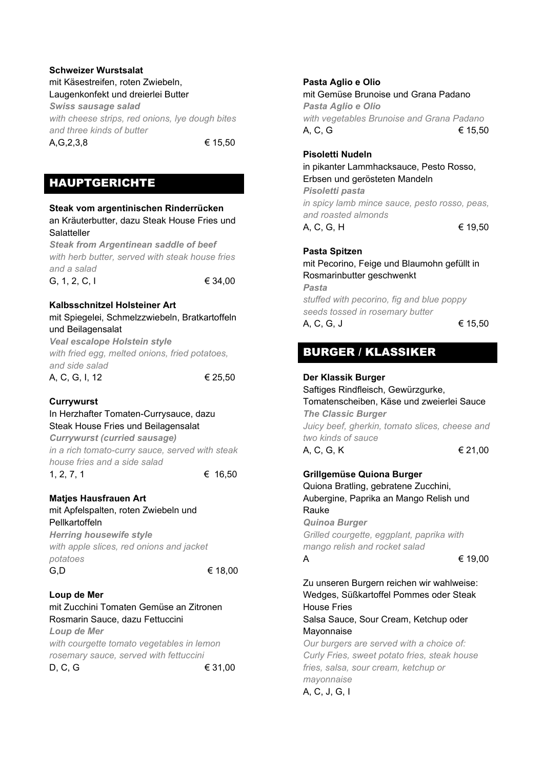**Schweizer Wurstsalat**
mit Käsestreifen, roten Zwiebeln, Laugenkonfekt und dreierlei Butter
***Swiss sausage salad***
*with cheese strips, red onions, lye dough bites and three kinds of butter*
A,G,2,3,8 € 15,50

## HAUPTGERICHTE

**Steak vom argentinischen Rinderrücken**
an Kräuterbutter, dazu Steak House Fries und Salatteller
***Steak from Argentinean saddle of beef***
*with herb butter, served with steak house fries and a salad*
G, 1, 2, C, I € 34,00

**Kalbsschnitzel Holsteiner Art**
mit Spiegelei, Schmelzzwiebeln, Bratkartoffeln und Beilagensalat
***Veal escalope Holstein style***
*with fried egg, melted onions, fried potatoes, and side salad*
A, C, G, I, 12 € 25,50

**Currywurst**
In Herzhafter Tomaten-Currysauce, dazu Steak House Fries und Beilagensalat
***Currywurst (curried sausage)***
*in a rich tomato-curry sauce, served with steak house fries and a side salad*
1, 2, 7, 1 € 16,50

**Matjes Hausfrauen Art**
mit Apfelspalten, roten Zwiebeln und Pellkartoffeln
***Herring housewife style***
*with apple slices, red onions and jacket potatoes*
G,D € 18,00

**Loup de Mer**
mit Zucchini Tomaten Gemüse an Zitronen Rosmarin Sauce, dazu Fettuccini
***Loup de Mer***
*with courgette tomato vegetables in lemon rosemary sauce, served with fettuccini*
D, C, G € 31,00

**Pasta Aglio e Olio**
mit Gemüse Brunoise und Grana Padano
***Pasta Aglio e Olio***
*with vegetables Brunoise and Grana Padano*
A, C, G € 15,50

**Pisoletti Nudeln**
in pikanter Lammhacksauce, Pesto Rosso, Erbsen und gerösteten Mandeln
***Pisoletti pasta***
*in spicy lamb mince sauce, pesto rosso, peas, and roasted almonds*
A, C, G, H € 19,50

**Pasta Spitzen**
mit Pecorino, Feige und Blaumohn gefüllt in Rosmarinbutter geschwenkt
***Pasta***
*stuffed with pecorino, fig and blue poppy seeds tossed in rosemary butter*
A, C, G, J € 15,50

## BURGER / KLASSIKER

**Der Klassik Burger**
Saftiges Rindfleisch, Gewürzgurke, Tomatenscheiben, Käse und zweierlei Sauce
***The Classic Burger***
*Juicy beef, gherkin, tomato slices, cheese and two kinds of sauce*
A, C, G, K € 21,00

**Grillgemüse Quiona Burger**
Quiona Bratling, gebratene Zucchini, Aubergine, Paprika an Mango Relish und Rauke
***Quinoa Burger***
*Grilled courgette, eggplant, paprika with mango relish and rocket salad*
A € 19,00

Zu unseren Burgern reichen wir wahlweise: Wedges, Süßkartoffel Pommes oder Steak House Fries
Salsa Sauce, Sour Cream, Ketchup oder Mayonnaise
*Our burgers are served with a choice of: Curly Fries, sweet potato fries, steak house fries, salsa, sour cream, ketchup or mayonnaise*
A, C, J, G, I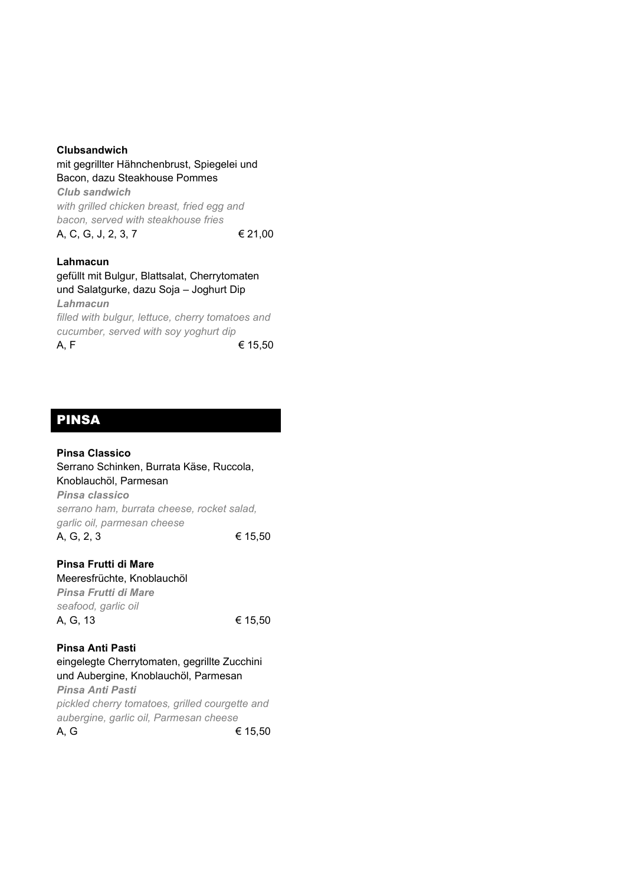**Clubsandwich**
mit gegrillter Hähnchenbrust, Spiegelei und Bacon, dazu Steakhouse Pommes
***Club sandwich***
*with grilled chicken breast, fried egg and bacon, served with steakhouse fries*
A, C, G, J, 2, 3, 7 € 21,00

**Lahmacun**
gefüllt mit Bulgur, Blattsalat, Cherrytomaten und Salatgurke, dazu Soja – Joghurt Dip
***Lahmacun***
*filled with bulgur, lettuce, cherry tomatoes and cucumber, served with soy yoghurt dip*
A, F € 15,50

## PINSA

**Pinsa Classico**
Serrano Schinken, Burrata Käse, Ruccola, Knoblauchöl, Parmesan
***Pinsa classico***
*serrano ham, burrata cheese, rocket salad, garlic oil, parmesan cheese*
A, G, 2, 3 € 15,50

**Pinsa Frutti di Mare**
Meeresfrüchte, Knoblauchöl
***Pinsa Frutti di Mare***
*seafood, garlic oil*
A, G, 13 € 15,50

**Pinsa Anti Pasti**
eingelegte Cherrytomaten, gegrillte Zucchini und Aubergine, Knoblauchöl, Parmesan
***Pinsa Anti Pasti***
*pickled cherry tomatoes, grilled courgette and aubergine, garlic oil, Parmesan cheese*
A, G € 15,50